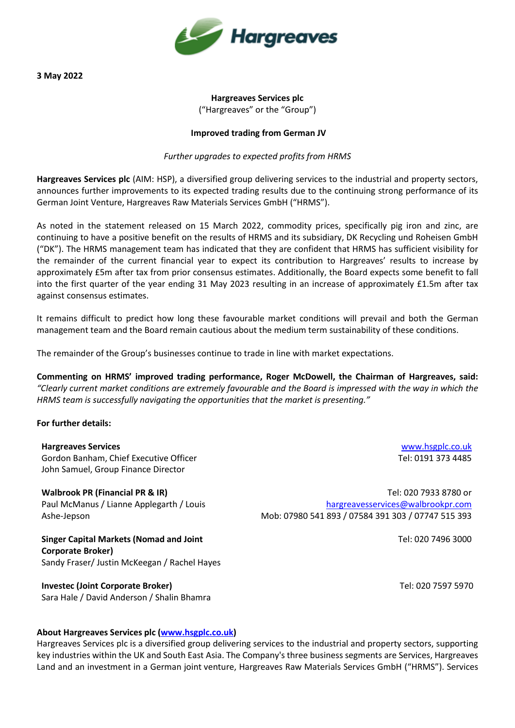**3 May 2022**

**Hargreaves Services plc**
("Hargreaves" or the "Group")

**Improved trading from German JV**

*Further upgrades to expected profits from HRMS*

**Hargreaves Services plc** (AIM: HSP), a diversified group delivering services to the industrial and property sectors, announces further improvements to its expected trading results due to the continuing strong performance of its German Joint Venture, Hargreaves Raw Materials Services GmbH ("HRMS").

As noted in the statement released on 15 March 2022, commodity prices, specifically pig iron and zinc, are continuing to have a positive benefit on the results of HRMS and its subsidiary, DK Recycling und Roheisen GmbH ("DK"). The HRMS management team has indicated that they are confident that HRMS has sufficient visibility for the remainder of the current financial year to expect its contribution to Hargreaves' results to increase by approximately £5m after tax from prior consensus estimates. Additionally, the Board expects some benefit to fall into the first quarter of the year ending 31 May 2023 resulting in an increase of approximately £1.5m after tax against consensus estimates.

It remains difficult to predict how long these favourable market conditions will prevail and both the German management team and the Board remain cautious about the medium term sustainability of these conditions.

The remainder of the Group's businesses continue to trade in line with market expectations.

**Commenting on HRMS' improved trading performance, Roger McDowell, the Chairman of Hargreaves, said:** *"Clearly current market conditions are extremely favourable and the Board is impressed with the way in which the HRMS team is successfully navigating the opportunities that the market is presenting."*

**For further details:**

| | |
|---|---|
| **Hargreaves Services**<br>Gordon Banham, Chief Executive Officer<br>John Samuel, Group Finance Director | www.hsgplc.co.uk<br>Tel: 0191 373 4485 |
| **Walbrook PR (Financial PR & IR)**<br>Paul McManus / Lianne Applegarth / Louis Ashe-Jepson | Tel: 020 7933 8780 or<br>hargreavesservices@walbrookpr.com<br>Mob: 07980 541 893 / 07584 391 303 / 07747 515 393 |
| **Singer Capital Markets (Nomad and Joint Corporate Broker)**<br>Sandy Fraser/ Justin McKeegan / Rachel Hayes | Tel: 020 7496 3000 |
| **Investec (Joint Corporate Broker)**<br>Sara Hale / David Anderson / Shalin Bhamra | Tel: 020 7597 5970 |

**About Hargreaves Services plc (www.hsgplc.co.uk)**
Hargreaves Services plc is a diversified group delivering services to the industrial and property sectors, supporting key industries within the UK and South East Asia. The Company's three business segments are Services, Hargreaves Land and an investment in a German joint venture, Hargreaves Raw Materials Services GmbH ("HRMS"). Services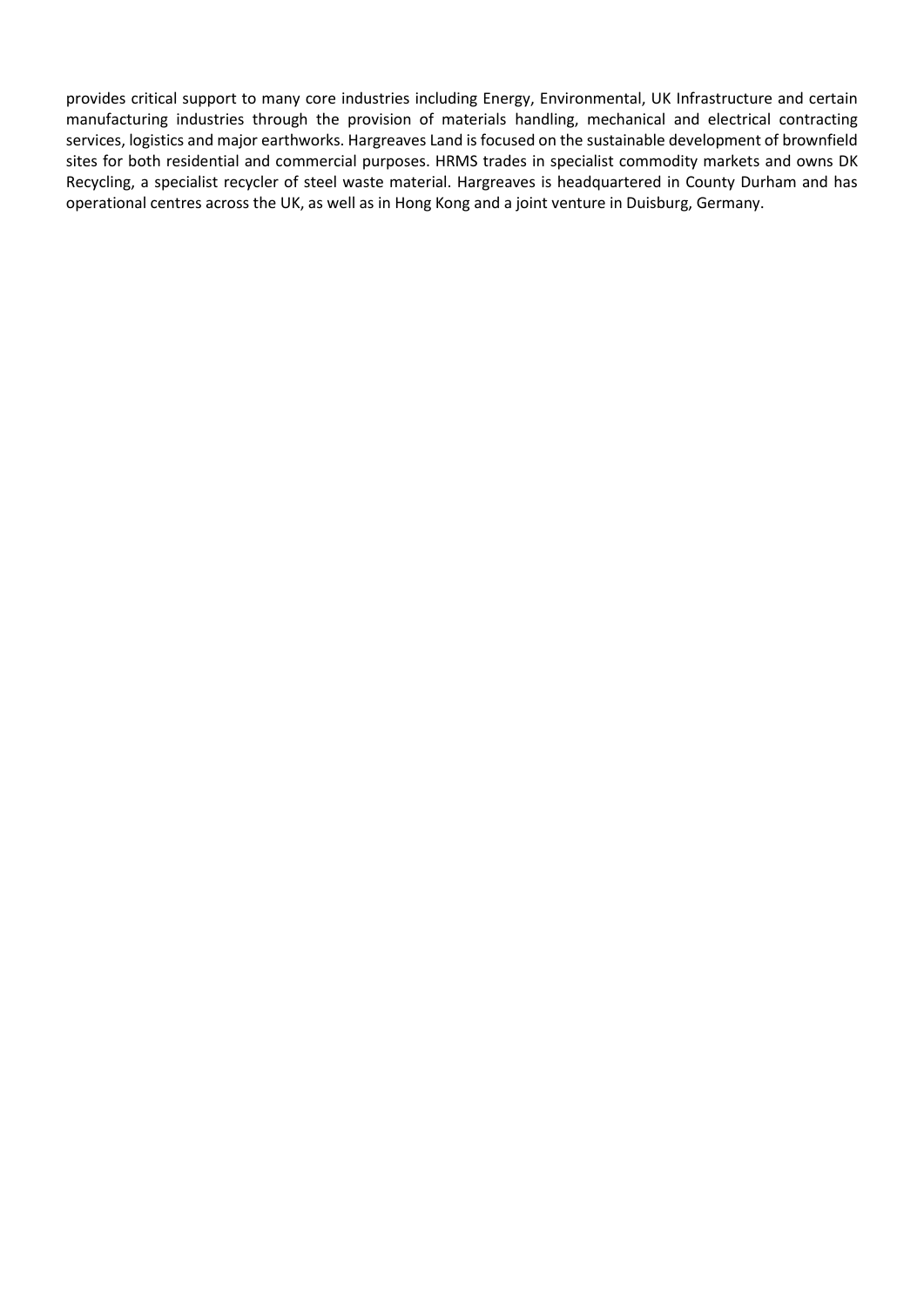provides critical support to many core industries including Energy, Environmental, UK Infrastructure and certain manufacturing industries through the provision of materials handling, mechanical and electrical contracting services, logistics and major earthworks. Hargreaves Land is focused on the sustainable development of brownfield sites for both residential and commercial purposes. HRMS trades in specialist commodity markets and owns DK Recycling, a specialist recycler of steel waste material. Hargreaves is headquartered in County Durham and has operational centres across the UK, as well as in Hong Kong and a joint venture in Duisburg, Germany.